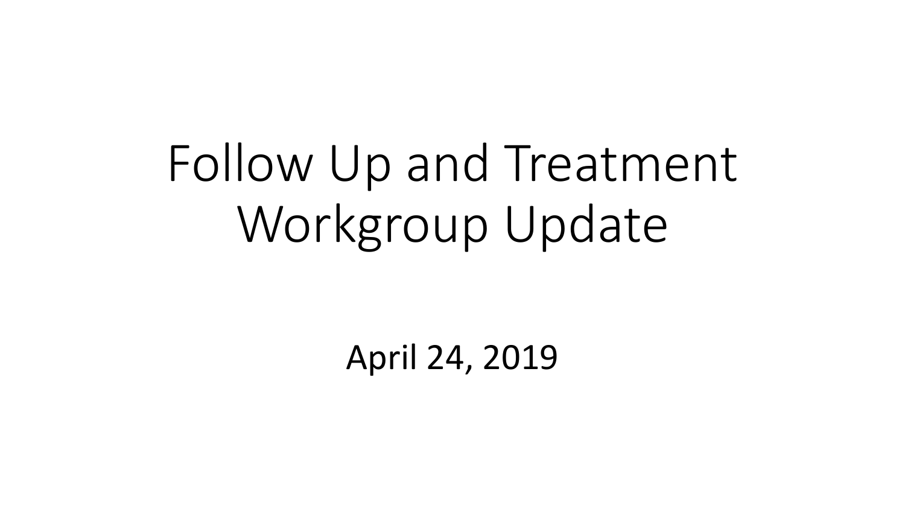# Follow Up and Treatment Workgroup Update

April 24, 2019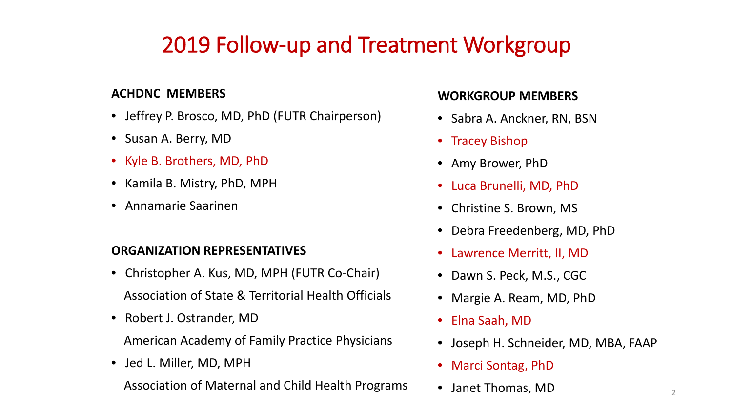# 2019 Follow-up and Treatment Workgroup

**ACHDNC MEMBERS**

- Jeffrey P. Brosco, MD, PhD (FUTR Chairperson)
- Susan A. Berry, MD
- Kyle B. Brothers, MD, PhD
- Kamila B. Mistry, PhD, MPH
- Annamarie Saarinen

**ORGANIZATION REPRESENTATIVES**

- Christopher A. Kus, MD, MPH (FUTR Co-Chair)
  Association of State & Territorial Health Officials
- Robert J. Ostrander, MD
  American Academy of Family Practice Physicians
- Jed L. Miller, MD, MPH
  Association of Maternal and Child Health Programs

**WORKGROUP MEMBERS**

- Sabra A. Anckner, RN, BSN
- Tracey Bishop
- Amy Brower, PhD
- Luca Brunelli, MD, PhD
- Christine S. Brown, MS
- Debra Freedenberg, MD, PhD
- Lawrence Merritt, II, MD
- Dawn S. Peck, M.S., CGC
- Margie A. Ream, MD, PhD
- Elna Saah, MD
- Joseph H. Schneider, MD, MBA, FAAP
- Marci Sontag, PhD
- Janet Thomas, MD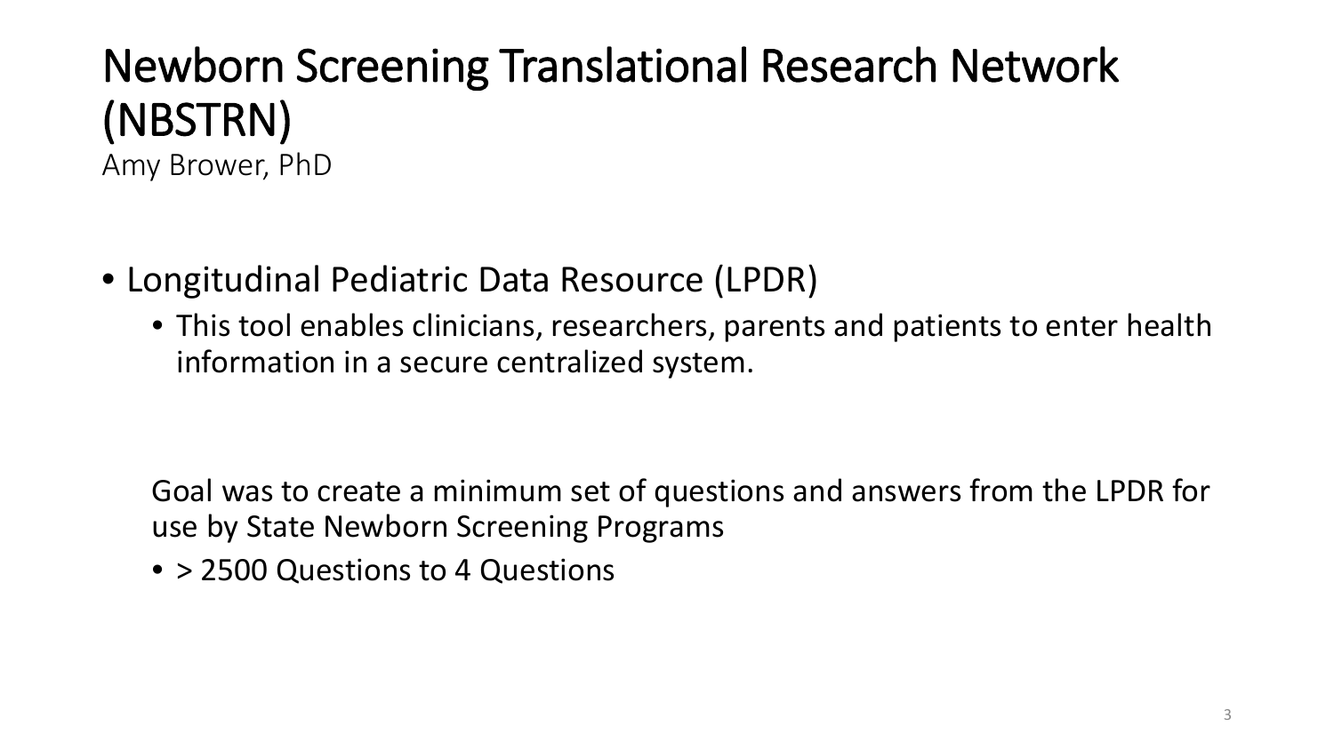# Newborn Screening Translational Research Network (NBSTRN)

Amy Brower, PhD

- Longitudinal Pediatric Data Resource (LPDR)
  - This tool enables clinicians, researchers, parents and patients to enter health information in a secure centralized system.

  Goal was to create a minimum set of questions and answers from the LPDR for use by State Newborn Screening Programs

  - > 2500 Questions to 4 Questions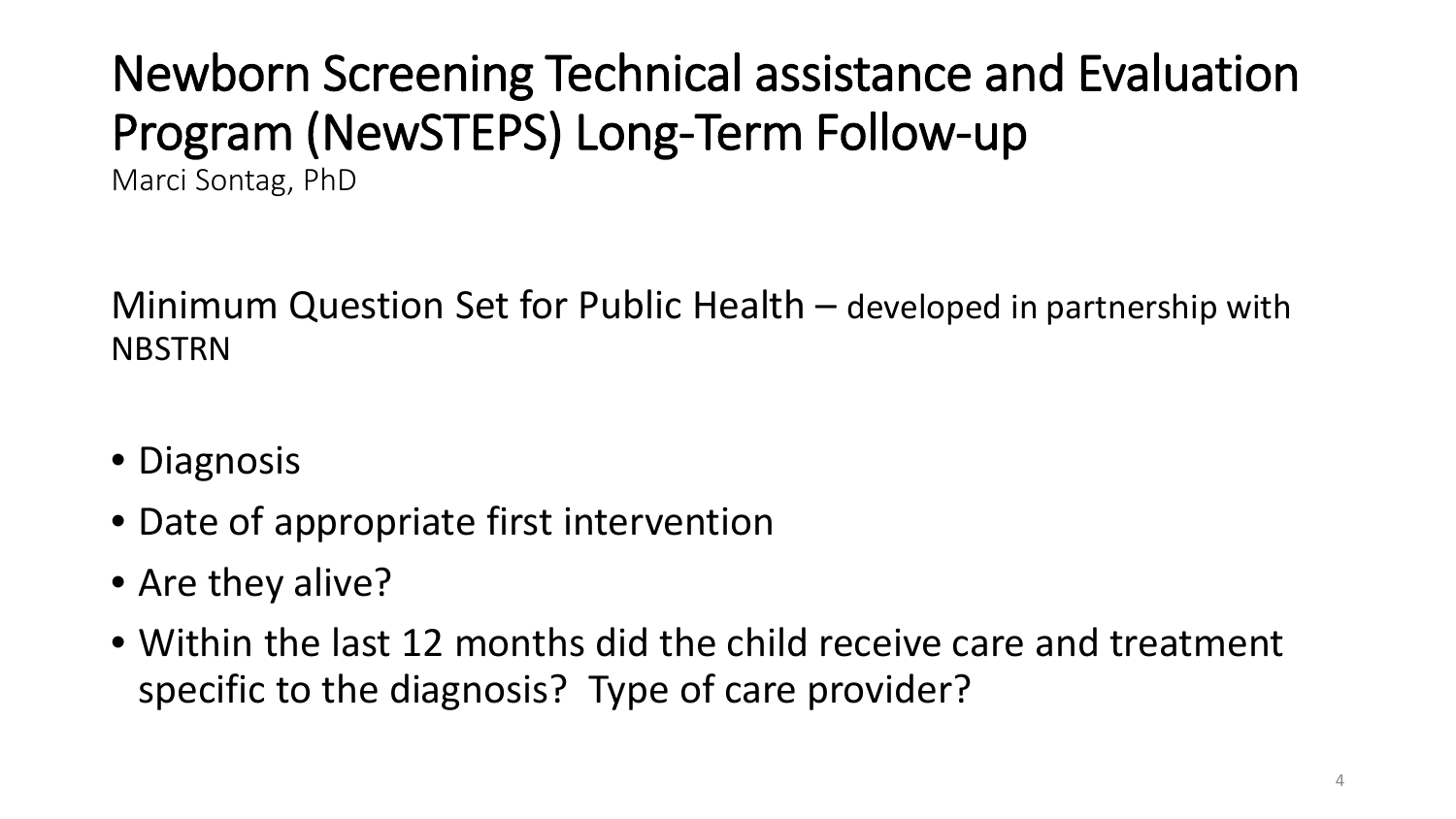# Newborn Screening Technical assistance and Evaluation Program (NewSTEPS) Long-Term Follow-up

Marci Sontag, PhD

Minimum Question Set for Public Health – developed in partnership with NBSTRN

- Diagnosis
- Date of appropriate first intervention
- Are they alive?
- Within the last 12 months did the child receive care and treatment specific to the diagnosis? Type of care provider?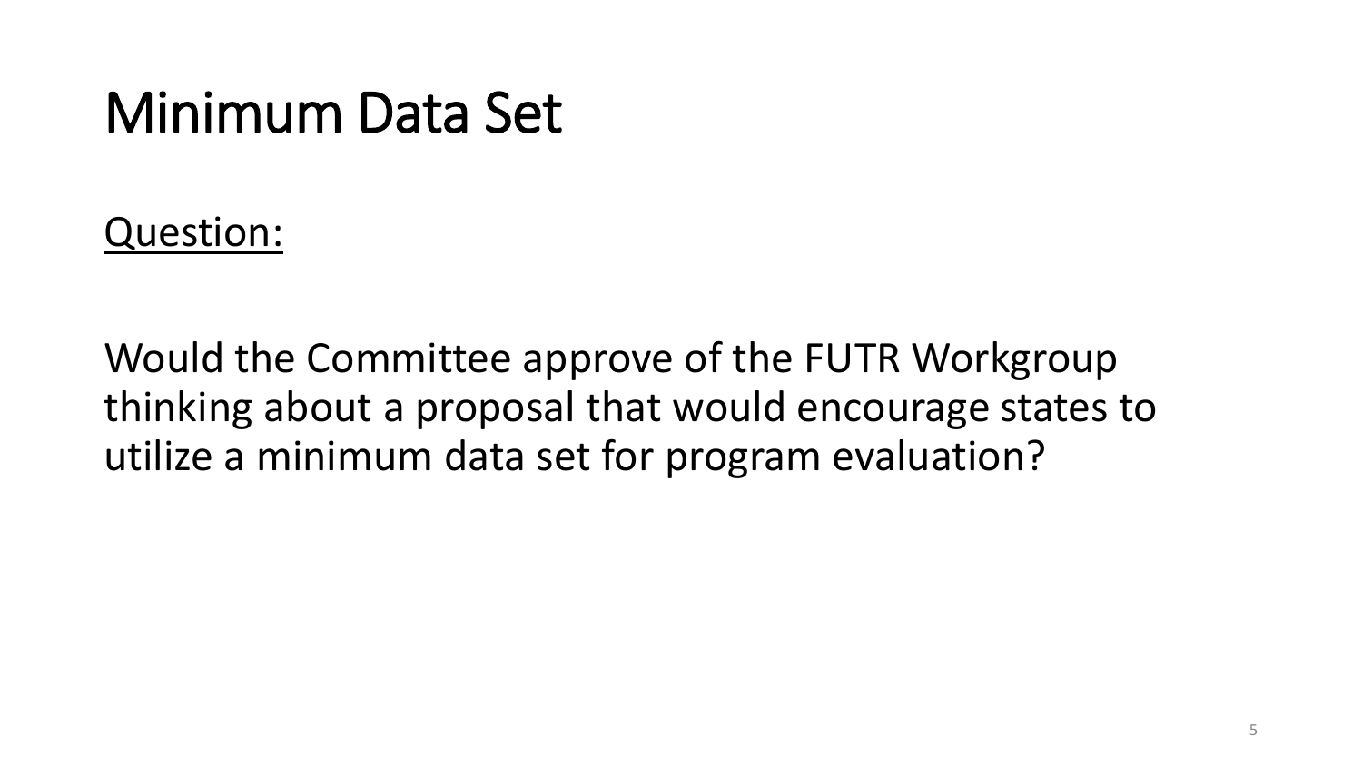# Minimum Data Set

Question:

Would the Committee approve of the FUTR Workgroup thinking about a proposal that would encourage states to utilize a minimum data set for program evaluation?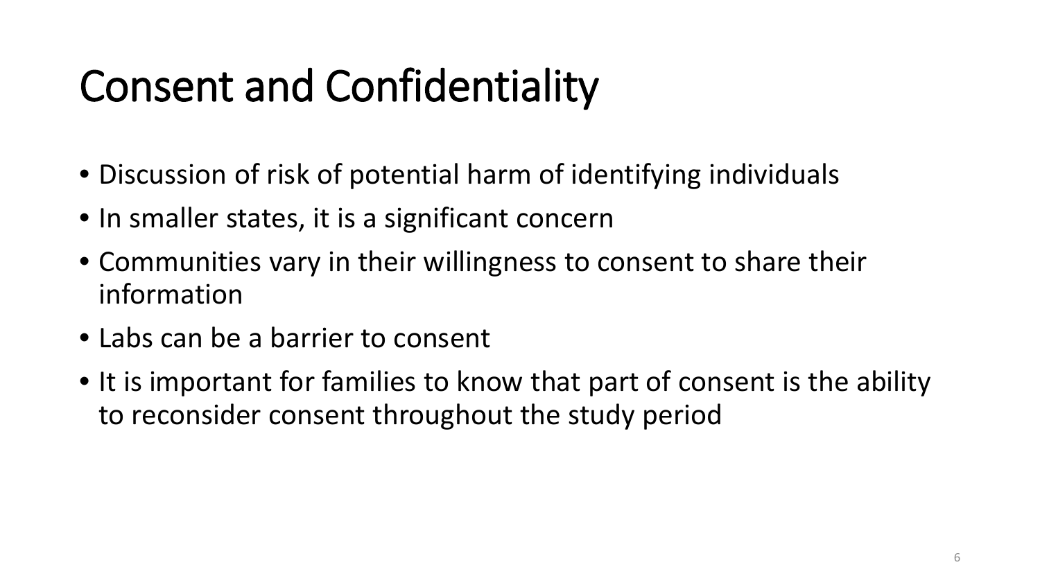# Consent and Confidentiality

- Discussion of risk of potential harm of identifying individuals
- In smaller states, it is a significant concern
- Communities vary in their willingness to consent to share their information
- Labs can be a barrier to consent
- It is important for families to know that part of consent is the ability to reconsider consent throughout the study period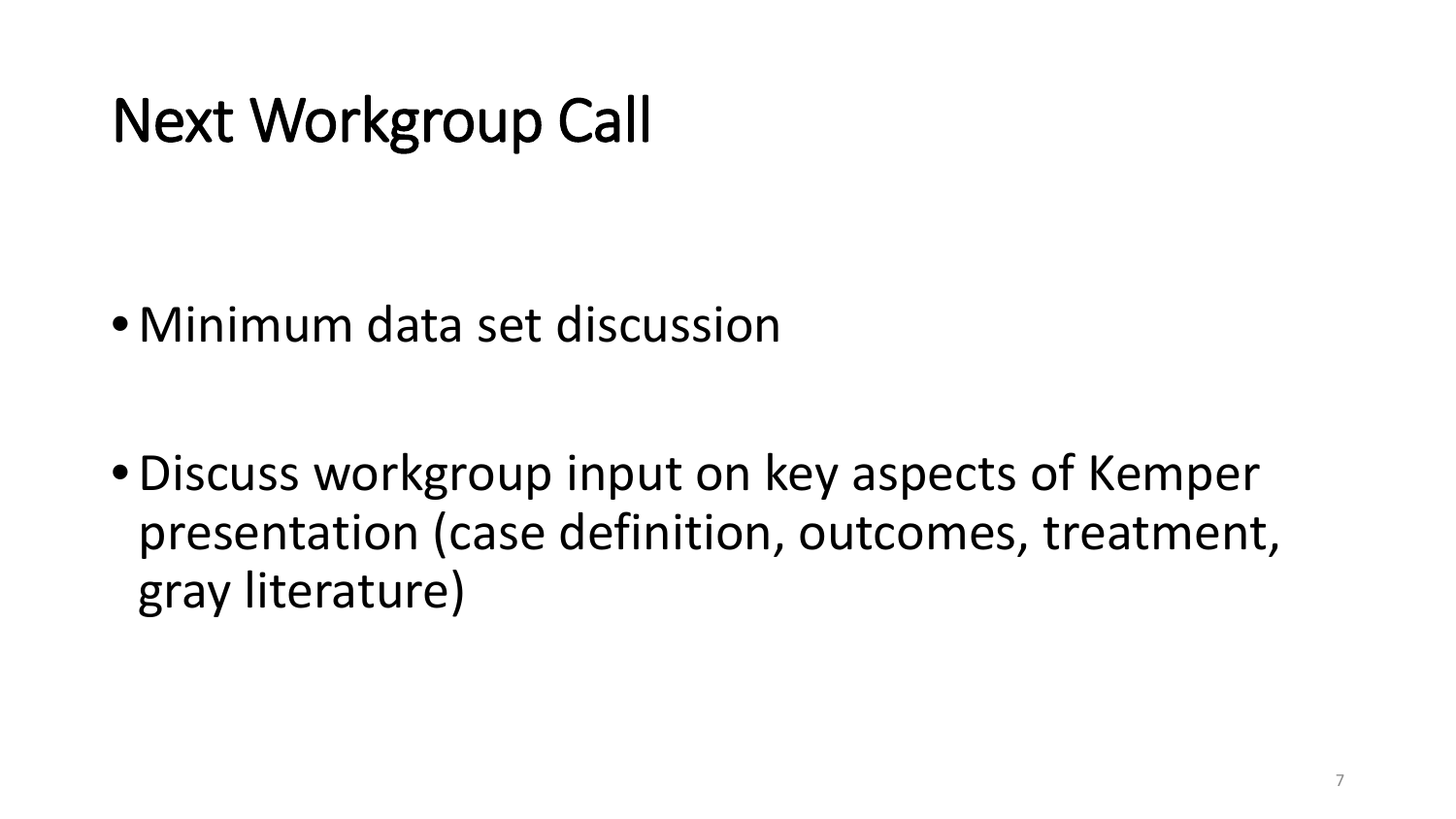# Next Workgroup Call

- Minimum data set discussion
- Discuss workgroup input on key aspects of Kemper presentation (case definition, outcomes, treatment, gray literature)